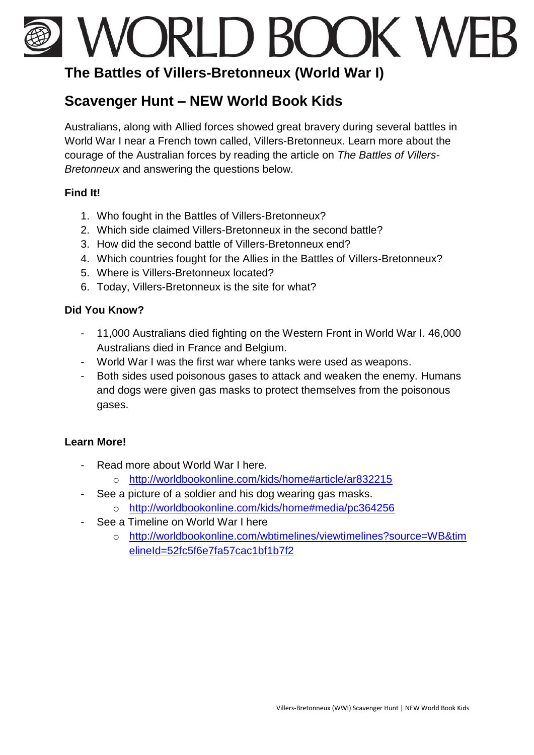# WORLD BOOK WEB

## The Battles of Villers-Bretonneux (World War I)

## Scavenger Hunt – NEW World Book Kids

Australians, along with Allied forces showed great bravery during several battles in World War I near a French town called, Villers-Bretonneux. Learn more about the courage of the Australian forces by reading the article on *The Battles of Villers-Bretonneux* and answering the questions below.

**Find It!**

1. Who fought in the Battles of Villers-Bretonneux?
2. Which side claimed Villers-Bretonneux in the second battle?
3. How did the second battle of Villers-Bretonneux end?
4. Which countries fought for the Allies in the Battles of Villers-Bretonneux?
5. Where is Villers-Bretonneux located?
6. Today, Villers-Bretonneux is the site for what?

**Did You Know?**

- 11,000 Australians died fighting on the Western Front in World War I. 46,000 Australians died in France and Belgium.
- World War I was the first war where tanks were used as weapons.
- Both sides used poisonous gases to attack and weaken the enemy. Humans and dogs were given gas masks to protect themselves from the poisonous gases.

**Learn More!**

- Read more about World War I here.
  - http://worldbookonline.com/kids/home#article/ar832215
- See a picture of a soldier and his dog wearing gas masks.
  - http://worldbookonline.com/kids/home#media/pc364256
- See a Timeline on World War I here
  - http://worldbookonline.com/wbtimelines/viewtimelines?source=WB&timelineId=52fc5f6e7fa57cac1bf1b7f2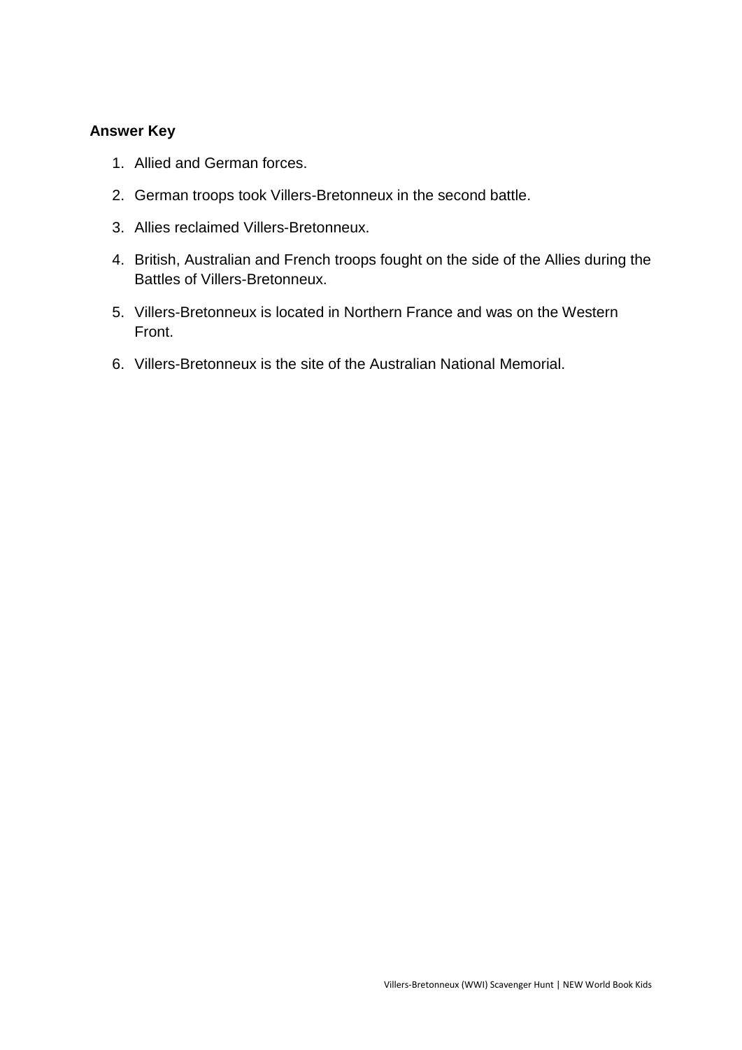**Answer Key**

1. Allied and German forces.
2. German troops took Villers-Bretonneux in the second battle.
3. Allies reclaimed Villers-Bretonneux.
4. British, Australian and French troops fought on the side of the Allies during the Battles of Villers-Bretonneux.
5. Villers-Bretonneux is located in Northern France and was on the Western Front.
6. Villers-Bretonneux is the site of the Australian National Memorial.